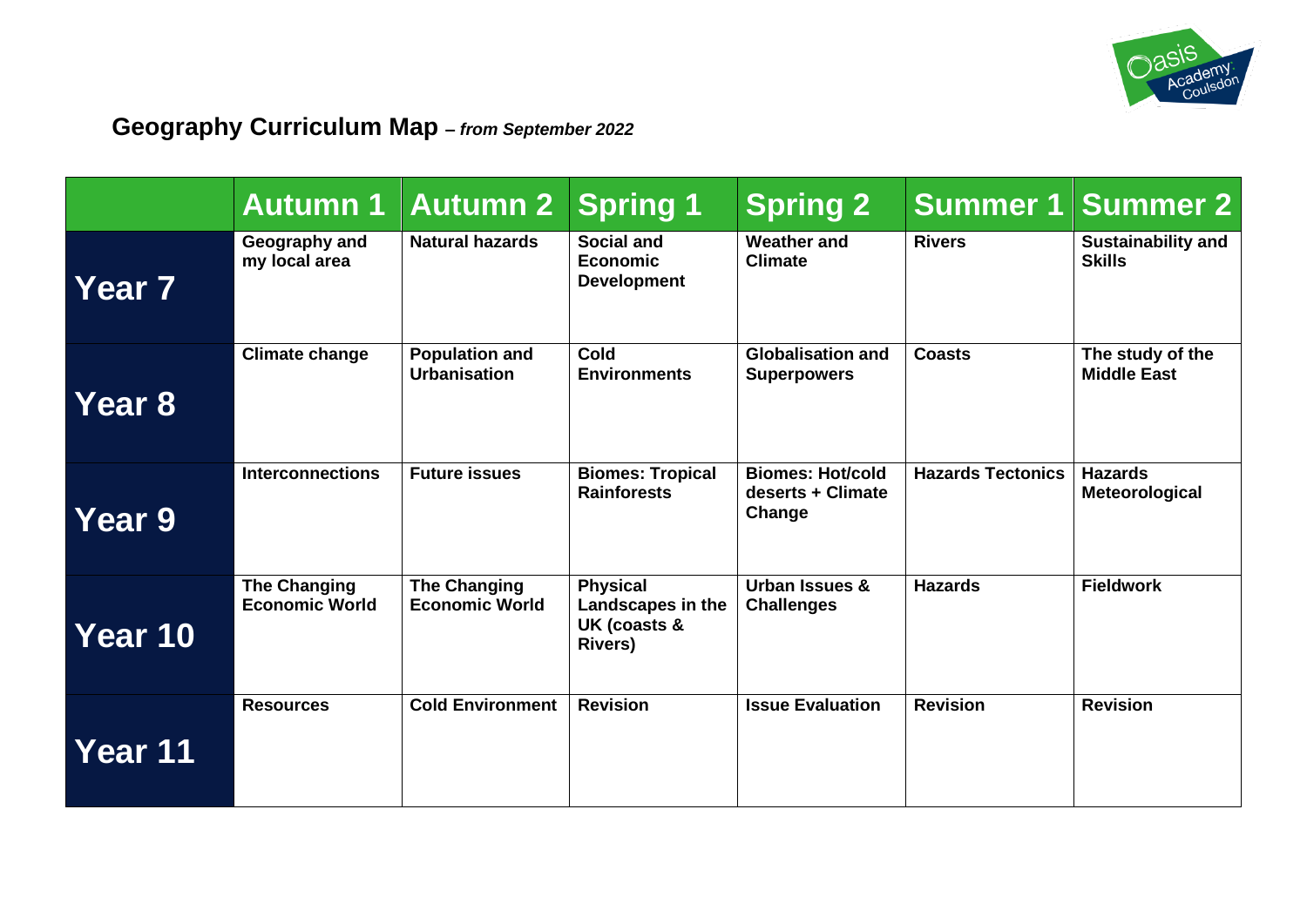## Geography Curriculum Map *– from September 2022*

| | Autumn 1 | Autumn 2 | Spring 1 | Spring 2 | Summer 1 | Summer 2 |
|---|---|---|---|---|---|---|
| **Year 7** | **Geography and my local area** | **Natural hazards** | **Social and Economic Development** | **Weather and Climate** | **Rivers** | **Sustainability and Skills** |
| **Year 8** | **Climate change** | **Population and Urbanisation** | **Cold Environments** | **Globalisation and Superpowers** | **Coasts** | **The study of the Middle East** |
| **Year 9** | **Interconnections** | **Future issues** | **Biomes: Tropical Rainforests** | **Biomes: Hot/cold deserts + Climate Change** | **Hazards Tectonics** | **Hazards Meteorological** |
| **Year 10** | **The Changing Economic World** | **The Changing Economic World** | **Physical Landscapes in the UK (coasts & Rivers)** | **Urban Issues & Challenges** | **Hazards** | **Fieldwork** |
| **Year 11** | **Resources** | **Cold Environment** | **Revision** | **Issue Evaluation** | **Revision** | **Revision** |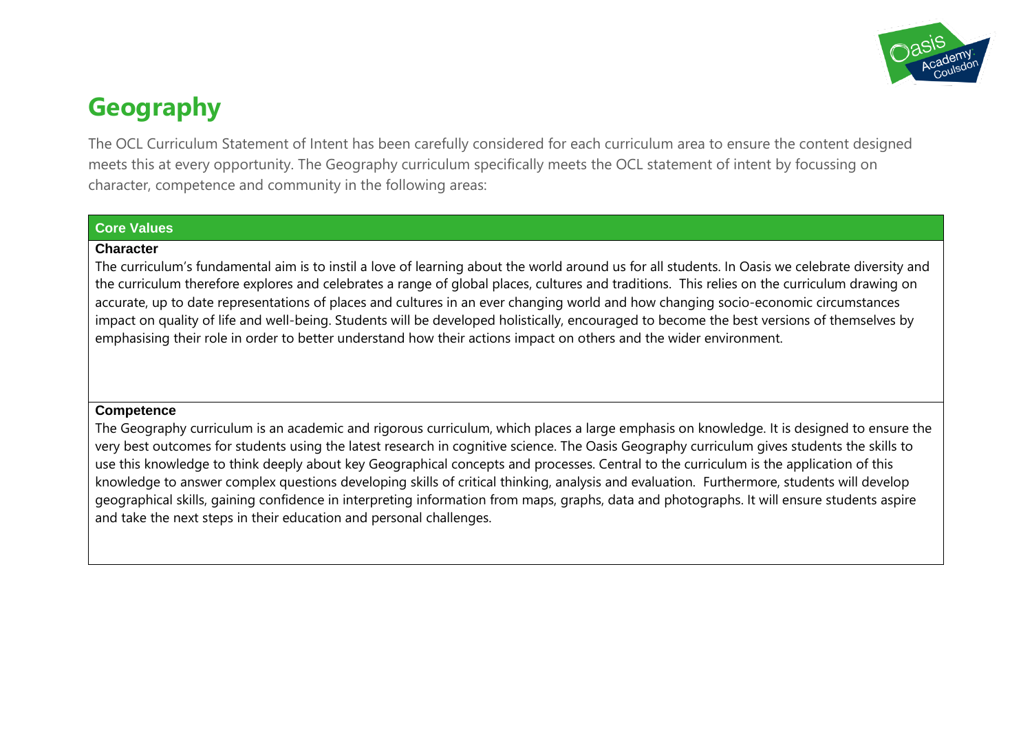# Geography

The OCL Curriculum Statement of Intent has been carefully considered for each curriculum area to ensure the content designed meets this at every opportunity. The Geography curriculum specifically meets the OCL statement of intent by focussing on character, competence and community in the following areas:

| Core Values |
| --- |
| **Character**<br>The curriculum's fundamental aim is to instil a love of learning about the world around us for all students. In Oasis we celebrate diversity and the curriculum therefore explores and celebrates a range of global places, cultures and traditions. This relies on the curriculum drawing on accurate, up to date representations of places and cultures in an ever changing world and how changing socio-economic circumstances impact on quality of life and well-being. Students will be developed holistically, encouraged to become the best versions of themselves by emphasising their role in order to better understand how their actions impact on others and the wider environment. |
| **Competence**<br>The Geography curriculum is an academic and rigorous curriculum, which places a large emphasis on knowledge. It is designed to ensure the very best outcomes for students using the latest research in cognitive science. The Oasis Geography curriculum gives students the skills to use this knowledge to think deeply about key Geographical concepts and processes. Central to the curriculum is the application of this knowledge to answer complex questions developing skills of critical thinking, analysis and evaluation. Furthermore, students will develop geographical skills, gaining confidence in interpreting information from maps, graphs, data and photographs. It will ensure students aspire and take the next steps in their education and personal challenges. |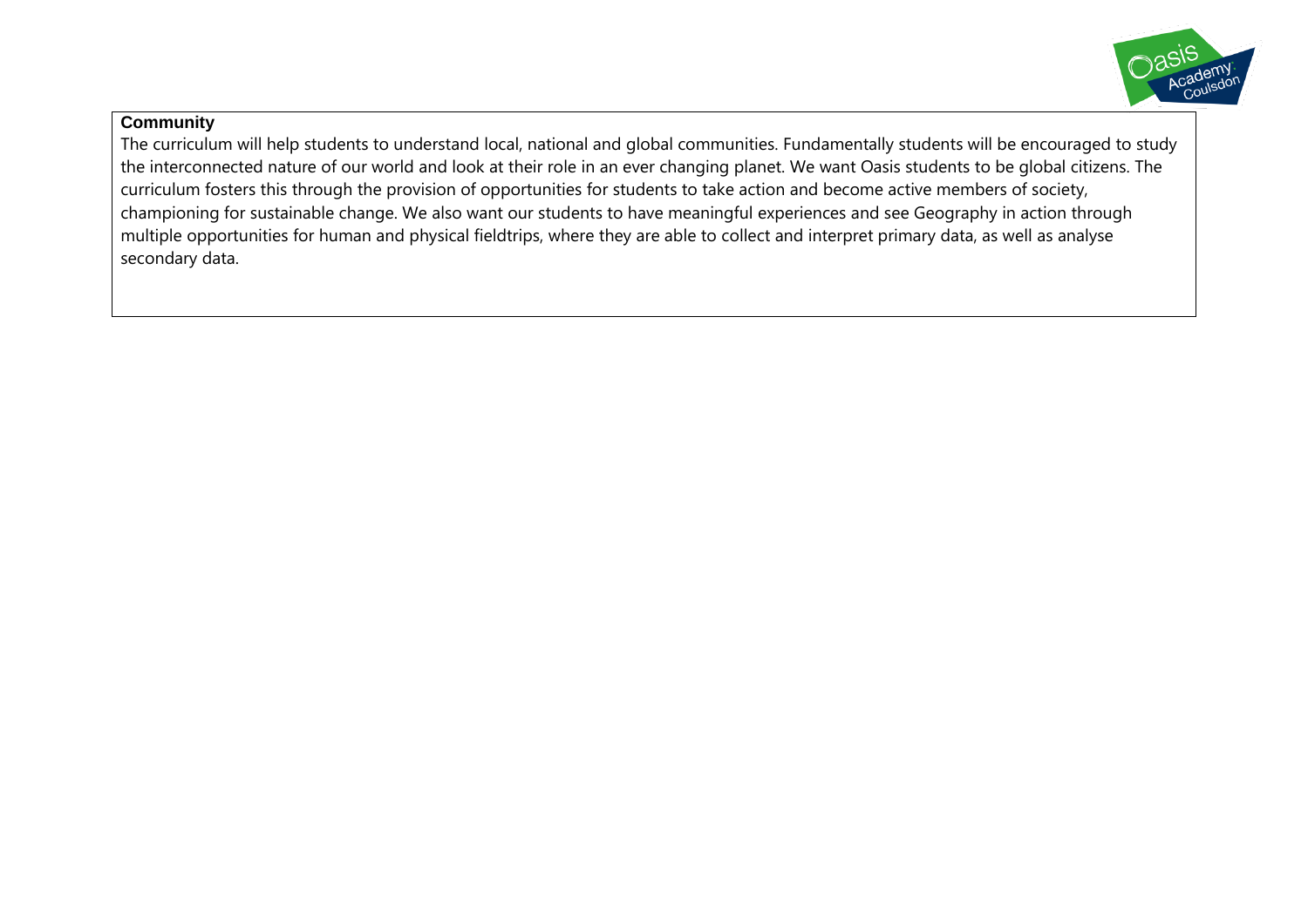**Community**

The curriculum will help students to understand local, national and global communities. Fundamentally students will be encouraged to study the interconnected nature of our world and look at their role in an ever changing planet. We want Oasis students to be global citizens. The curriculum fosters this through the provision of opportunities for students to take action and become active members of society, championing for sustainable change. We also want our students to have meaningful experiences and see Geography in action through multiple opportunities for human and physical fieldtrips, where they are able to collect and interpret primary data, as well as analyse secondary data.